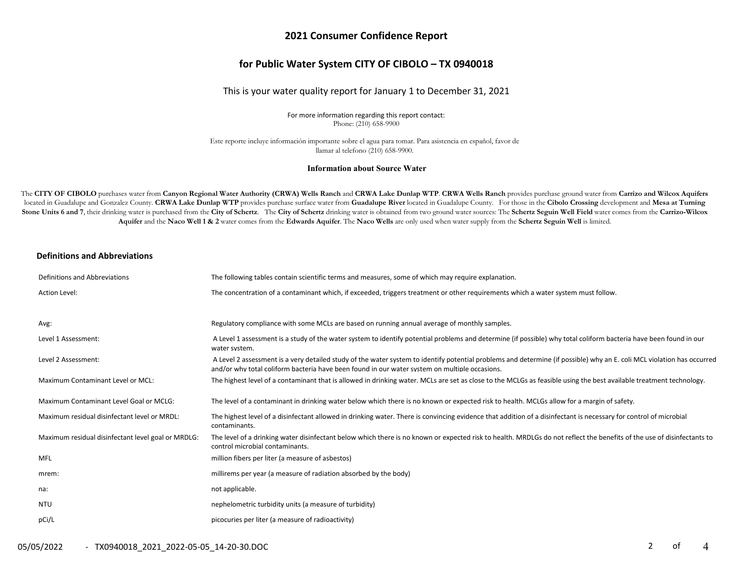# 2021 Consumer Confidence Report

## for Public Water System CITY OF CIBOLO – TX 0940018

This is your water quality report for January 1 to December 31, 2021

For more information regarding this report contact:
Phone: (210) 658-9900

Este reporte incluye información importante sobre el agua para tomar. Para asistencia en español, favor de llamar al telefono (210) 658-9900.

### Information about Source Water

The **CITY OF CIBOLO** purchases water from **Canyon Regional Water Authority (CRWA) Wells Ranch** and **CRWA Lake Dunlap WTP**. **CRWA Wells Ranch** provides purchase ground water from **Carrizo and Wilcox Aquifers** located in Guadalupe and Gonzalez County. **CRWA Lake Dunlap WTP** provides purchase surface water from **Guadalupe River** located in Guadalupe County. For those in the **Cibolo Crossing** development and **Mesa at Turning Stone Units 6 and 7**, their drinking water is purchased from the **City of Schertz**. The **City of Schertz** drinking water is obtained from two ground water sources: The **Schertz Seguin Well Field** water comes from the **Carrizo-Wilcox Aquifer** and the **Naco Well 1 & 2** water comes from the **Edwards Aquifer**. The **Naco Wells** are only used when water supply from the **Schertz Seguin Well** is limited.

### Definitions and Abbreviations

| Definitions and Abbreviations | The following tables contain scientific terms and measures, some of which may require explanation. |
|---|---|
| Action Level: | The concentration of a contaminant which, if exceeded, triggers treatment or other requirements which a water system must follow. |
| Avg: | Regulatory compliance with some MCLs are based on running annual average of monthly samples. |
| Level 1 Assessment: | A Level 1 assessment is a study of the water system to identify potential problems and determine (if possible) why total coliform bacteria have been found in our water system. |
| Level 2 Assessment: | A Level 2 assessment is a very detailed study of the water system to identify potential problems and determine (if possible) why an E. coli MCL violation has occurred and/or why total coliform bacteria have been found in our water system on multiple occasions. |
| Maximum Contaminant Level or MCL: | The highest level of a contaminant that is allowed in drinking water. MCLs are set as close to the MCLGs as feasible using the best available treatment technology. |
| Maximum Contaminant Level Goal or MCLG: | The level of a contaminant in drinking water below which there is no known or expected risk to health. MCLGs allow for a margin of safety. |
| Maximum residual disinfectant level or MRDL: | The highest level of a disinfectant allowed in drinking water. There is convincing evidence that addition of a disinfectant is necessary for control of microbial contaminants. |
| Maximum residual disinfectant level goal or MRDLG: | The level of a drinking water disinfectant below which there is no known or expected risk to health. MRDLGs do not reflect the benefits of the use of disinfectants to control microbial contaminants. |
| MFL | million fibers per liter (a measure of asbestos) |
| mrem: | millirems per year (a measure of radiation absorbed by the body) |
| na: | not applicable. |
| NTU | nephelometric turbidity units (a measure of turbidity) |
| pCi/L | picocuries per liter (a measure of radioactivity) |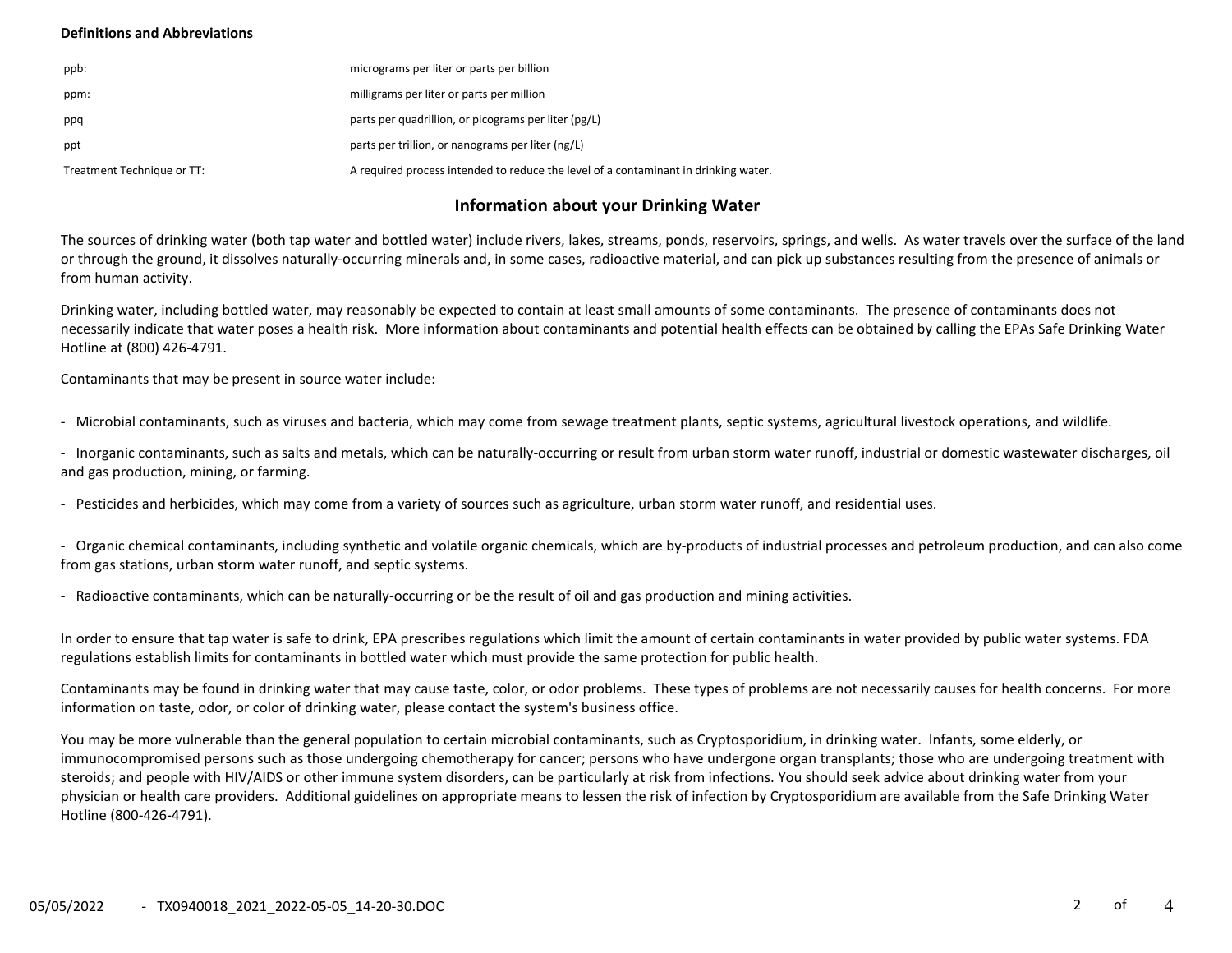**Definitions and Abbreviations**

| | |
|---|---|
| ppb: | micrograms per liter or parts per billion |
| ppm: | milligrams per liter or parts per million |
| ppq | parts per quadrillion, or picograms per liter (pg/L) |
| ppt | parts per trillion, or nanograms per liter (ng/L) |
| Treatment Technique or TT: | A required process intended to reduce the level of a contaminant in drinking water. |

## Information about your Drinking Water

The sources of drinking water (both tap water and bottled water) include rivers, lakes, streams, ponds, reservoirs, springs, and wells. As water travels over the surface of the land or through the ground, it dissolves naturally-occurring minerals and, in some cases, radioactive material, and can pick up substances resulting from the presence of animals or from human activity.

Drinking water, including bottled water, may reasonably be expected to contain at least small amounts of some contaminants. The presence of contaminants does not necessarily indicate that water poses a health risk. More information about contaminants and potential health effects can be obtained by calling the EPAs Safe Drinking Water Hotline at (800) 426-4791.

Contaminants that may be present in source water include:

- Microbial contaminants, such as viruses and bacteria, which may come from sewage treatment plants, septic systems, agricultural livestock operations, and wildlife.

- Inorganic contaminants, such as salts and metals, which can be naturally-occurring or result from urban storm water runoff, industrial or domestic wastewater discharges, oil and gas production, mining, or farming.

- Pesticides and herbicides, which may come from a variety of sources such as agriculture, urban storm water runoff, and residential uses.

- Organic chemical contaminants, including synthetic and volatile organic chemicals, which are by-products of industrial processes and petroleum production, and can also come from gas stations, urban storm water runoff, and septic systems.

- Radioactive contaminants, which can be naturally-occurring or be the result of oil and gas production and mining activities.

In order to ensure that tap water is safe to drink, EPA prescribes regulations which limit the amount of certain contaminants in water provided by public water systems. FDA regulations establish limits for contaminants in bottled water which must provide the same protection for public health.

Contaminants may be found in drinking water that may cause taste, color, or odor problems. These types of problems are not necessarily causes for health concerns. For more information on taste, odor, or color of drinking water, please contact the system's business office.

You may be more vulnerable than the general population to certain microbial contaminants, such as Cryptosporidium, in drinking water. Infants, some elderly, or immunocompromised persons such as those undergoing chemotherapy for cancer; persons who have undergone organ transplants; those who are undergoing treatment with steroids; and people with HIV/AIDS or other immune system disorders, can be particularly at risk from infections. You should seek advice about drinking water from your physician or health care providers. Additional guidelines on appropriate means to lessen the risk of infection by Cryptosporidium are available from the Safe Drinking Water Hotline (800-426-4791).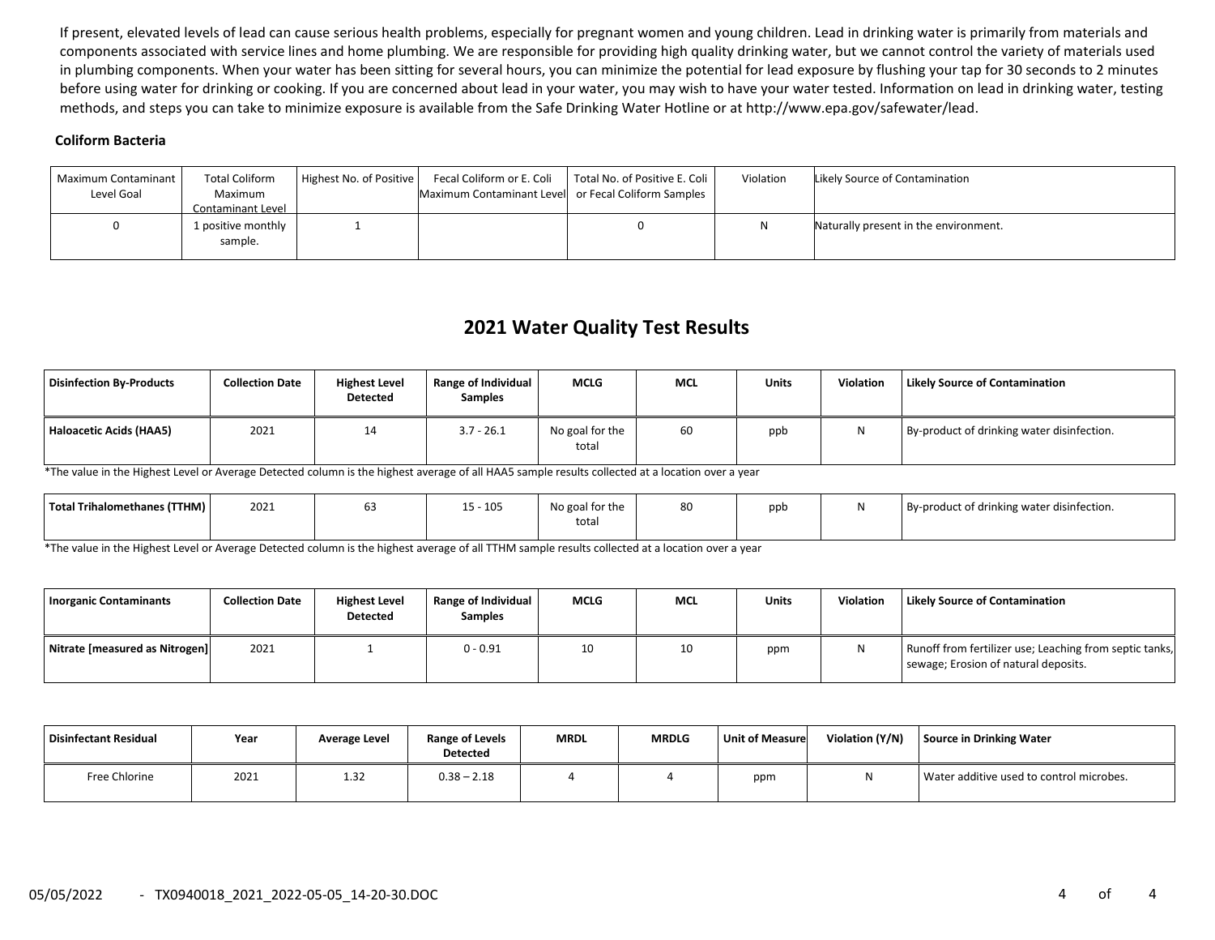If present, elevated levels of lead can cause serious health problems, especially for pregnant women and young children. Lead in drinking water is primarily from materials and components associated with service lines and home plumbing. We are responsible for providing high quality drinking water, but we cannot control the variety of materials used in plumbing components. When your water has been sitting for several hours, you can minimize the potential for lead exposure by flushing your tap for 30 seconds to 2 minutes before using water for drinking or cooking. If you are concerned about lead in your water, you may wish to have your water tested. Information on lead in drinking water, testing methods, and steps you can take to minimize exposure is available from the Safe Drinking Water Hotline or at http://www.epa.gov/safewater/lead.

**Coliform Bacteria**

| Maximum Contaminant Level Goal | Total Coliform Maximum Contaminant Level | Highest No. of Positive | Fecal Coliform or E. Coli Maximum Contaminant Level | Total No. of Positive E. Coli or Fecal Coliform Samples | Violation | Likely Source of Contamination |
|---|---|---|---|---|---|---|
| 0 | 1 positive monthly sample. | 1 | | 0 | N | Naturally present in the environment. |

## 2021 Water Quality Test Results

| Disinfection By-Products | Collection Date | Highest Level Detected | Range of Individual Samples | MCLG | MCL | Units | Violation | Likely Source of Contamination |
|---|---|---|---|---|---|---|---|---|
| Haloacetic Acids (HAA5) | 2021 | 14 | 3.7 - 26.1 | No goal for the total | 60 | ppb | N | By-product of drinking water disinfection. |

*The value in the Highest Level or Average Detected column is the highest average of all HAA5 sample results collected at a location over a year

| Disinfection By-Products | Collection Date | Highest Level Detected | Range of Individual Samples | MCLG | MCL | Units | Violation | Likely Source of Contamination |
|---|---|---|---|---|---|---|---|---|
| Total Trihalomethanes (TTHM) | 2021 | 63 | 15 - 105 | No goal for the total | 80 | ppb | N | By-product of drinking water disinfection. |

*The value in the Highest Level or Average Detected column is the highest average of all TTHM sample results collected at a location over a year

| Inorganic Contaminants | Collection Date | Highest Level Detected | Range of Individual Samples | MCLG | MCL | Units | Violation | Likely Source of Contamination |
|---|---|---|---|---|---|---|---|---|
| Nitrate [measured as Nitrogen] | 2021 | 1 | 0 - 0.91 | 10 | 10 | ppm | N | Runoff from fertilizer use; Leaching from septic tanks, sewage; Erosion of natural deposits. |

| Disinfectant Residual | Year | Average Level | Range of Levels Detected | MRDL | MRDLG | Unit of Measure | Violation (Y/N) | Source in Drinking Water |
|---|---|---|---|---|---|---|---|---|
| Free Chlorine | 2021 | 1.32 | 0.38 – 2.18 | 4 | 4 | ppm | N | Water additive used to control microbes. |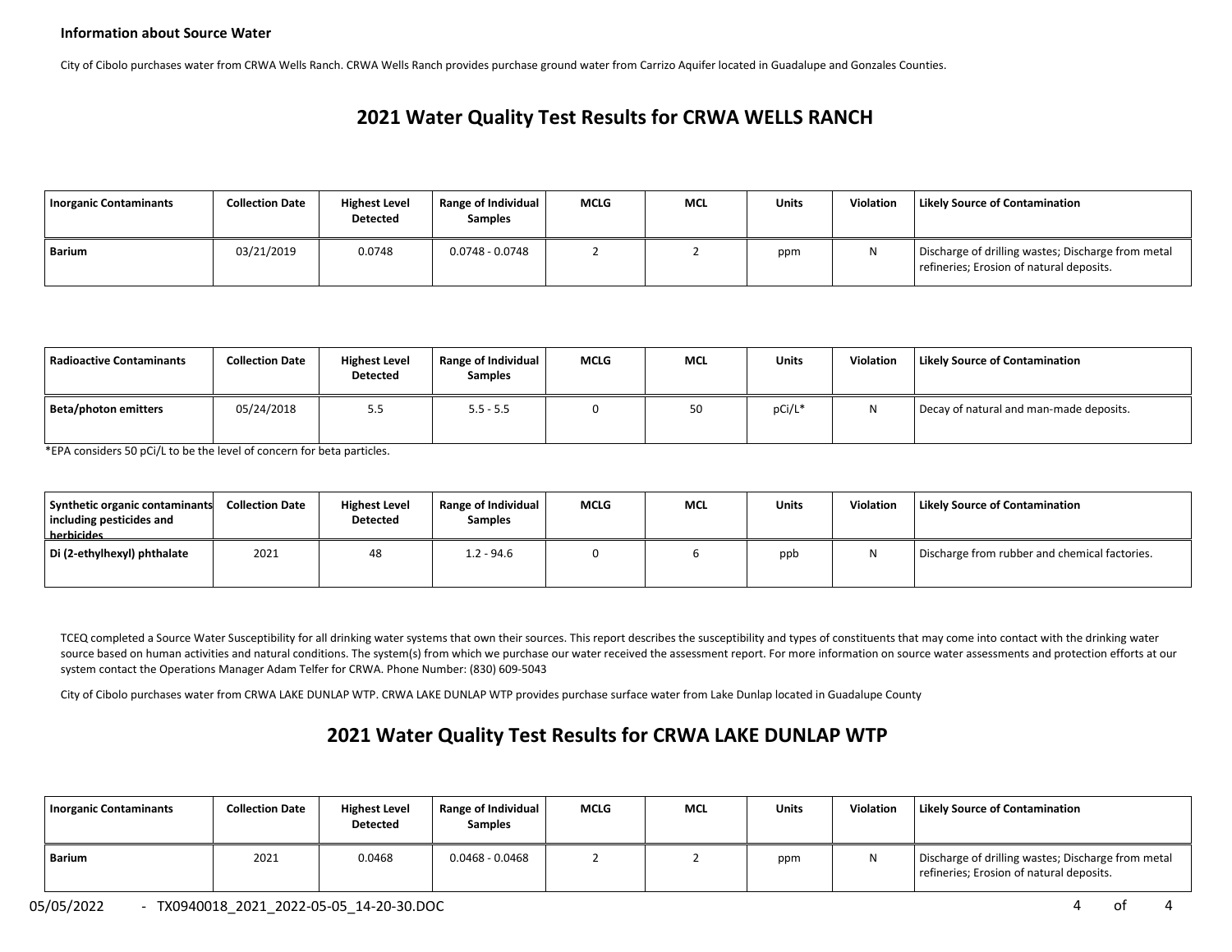**Information about Source Water**

City of Cibolo purchases water from CRWA Wells Ranch. CRWA Wells Ranch provides purchase ground water from Carrizo Aquifer located in Guadalupe and Gonzales Counties.

## 2021 Water Quality Test Results for CRWA WELLS RANCH

| Inorganic Contaminants | Collection Date | Highest Level Detected | Range of Individual Samples | MCLG | MCL | Units | Violation | Likely Source of Contamination |
|---|---|---|---|---|---|---|---|---|
| Barium | 03/21/2019 | 0.0748 | 0.0748 - 0.0748 | 2 | 2 | ppm | N | Discharge of drilling wastes; Discharge from metal refineries; Erosion of natural deposits. |

| Radioactive Contaminants | Collection Date | Highest Level Detected | Range of Individual Samples | MCLG | MCL | Units | Violation | Likely Source of Contamination |
|---|---|---|---|---|---|---|---|---|
| Beta/photon emitters | 05/24/2018 | 5.5 | 5.5 - 5.5 | 0 | 50 | pCi/L* | N | Decay of natural and man-made deposits. |

*EPA considers 50 pCi/L to be the level of concern for beta particles.

| Synthetic organic contaminants including pesticides and herbicides | Collection Date | Highest Level Detected | Range of Individual Samples | MCLG | MCL | Units | Violation | Likely Source of Contamination |
|---|---|---|---|---|---|---|---|---|
| Di (2-ethylhexyl) phthalate | 2021 | 48 | 1.2 - 94.6 | 0 | 6 | ppb | N | Discharge from rubber and chemical factories. |

TCEQ completed a Source Water Susceptibility for all drinking water systems that own their sources. This report describes the susceptibility and types of constituents that may come into contact with the drinking water source based on human activities and natural conditions. The system(s) from which we purchase our water received the assessment report. For more information on source water assessments and protection efforts at our system contact the Operations Manager Adam Telfer for CRWA. Phone Number: (830) 609-5043

City of Cibolo purchases water from CRWA LAKE DUNLAP WTP. CRWA LAKE DUNLAP WTP provides purchase surface water from Lake Dunlap located in Guadalupe County

## 2021 Water Quality Test Results for CRWA LAKE DUNLAP WTP

| Inorganic Contaminants | Collection Date | Highest Level Detected | Range of Individual Samples | MCLG | MCL | Units | Violation | Likely Source of Contamination |
|---|---|---|---|---|---|---|---|---|
| Barium | 2021 | 0.0468 | 0.0468 - 0.0468 | 2 | 2 | ppm | N | Discharge of drilling wastes; Discharge from metal refineries; Erosion of natural deposits. |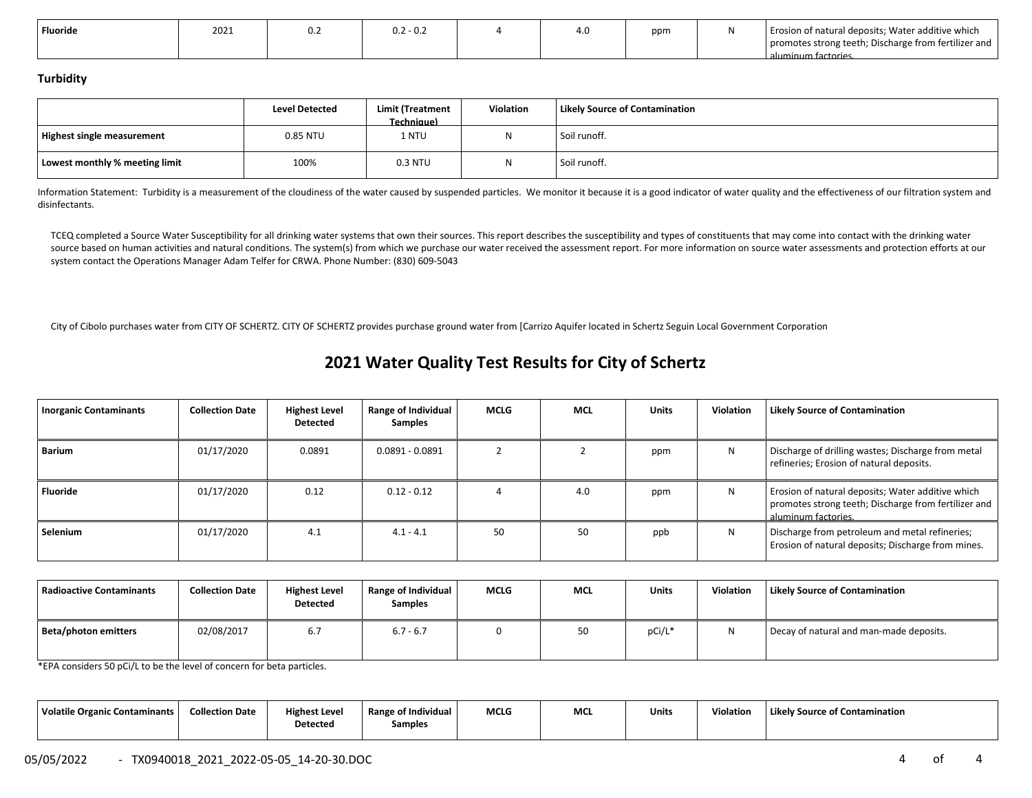| Fluoride | 2021 | 0.2 | 0.2 - 0.2 | 4 | 4.0 | ppm | N | Erosion of natural deposits; Water additive which promotes strong teeth; Discharge from fertilizer and aluminum factories. |
|---|---|---|---|---|---|---|---|---|

### Turbidity

| | Level Detected | Limit (Treatment Technique) | Violation | Likely Source of Contamination |
|---|---|---|---|---|
| Highest single measurement | 0.85 NTU | 1 NTU | N | Soil runoff. |
| Lowest monthly % meeting limit | 100% | 0.3 NTU | N | Soil runoff. |

Information Statement: Turbidity is a measurement of the cloudiness of the water caused by suspended particles. We monitor it because it is a good indicator of water quality and the effectiveness of our filtration system and disinfectants.

TCEQ completed a Source Water Susceptibility for all drinking water systems that own their sources. This report describes the susceptibility and types of constituents that may come into contact with the drinking water source based on human activities and natural conditions. The system(s) from which we purchase our water received the assessment report. For more information on source water assessments and protection efforts at our system contact the Operations Manager Adam Telfer for CRWA. Phone Number: (830) 609-5043

City of Cibolo purchases water from CITY OF SCHERTZ. CITY OF SCHERTZ provides purchase ground water from [Carrizo Aquifer located in Schertz Seguin Local Government Corporation

## 2021 Water Quality Test Results for City of Schertz

| Inorganic Contaminants | Collection Date | Highest Level Detected | Range of Individual Samples | MCLG | MCL | Units | Violation | Likely Source of Contamination |
|---|---|---|---|---|---|---|---|---|
| Barium | 01/17/2020 | 0.0891 | 0.0891 - 0.0891 | 2 | 2 | ppm | N | Discharge of drilling wastes; Discharge from metal refineries; Erosion of natural deposits. |
| Fluoride | 01/17/2020 | 0.12 | 0.12 - 0.12 | 4 | 4.0 | ppm | N | Erosion of natural deposits; Water additive which promotes strong teeth; Discharge from fertilizer and aluminum factories. |
| Selenium | 01/17/2020 | 4.1 | 4.1 - 4.1 | 50 | 50 | ppb | N | Discharge from petroleum and metal refineries; Erosion of natural deposits; Discharge from mines. |

| Radioactive Contaminants | Collection Date | Highest Level Detected | Range of Individual Samples | MCLG | MCL | Units | Violation | Likely Source of Contamination |
|---|---|---|---|---|---|---|---|---|
| Beta/photon emitters | 02/08/2017 | 6.7 | 6.7 - 6.7 | 0 | 50 | pCi/L* | N | Decay of natural and man-made deposits. |

*EPA considers 50 pCi/L to be the level of concern for beta particles.

| Volatile Organic Contaminants | Collection Date | Highest Level Detected | Range of Individual Samples | MCLG | MCL | Units | Violation | Likely Source of Contamination |
|---|---|---|---|---|---|---|---|---|

05/05/2022 - TX0940018_2021_2022-05-05_14-20-30.DOC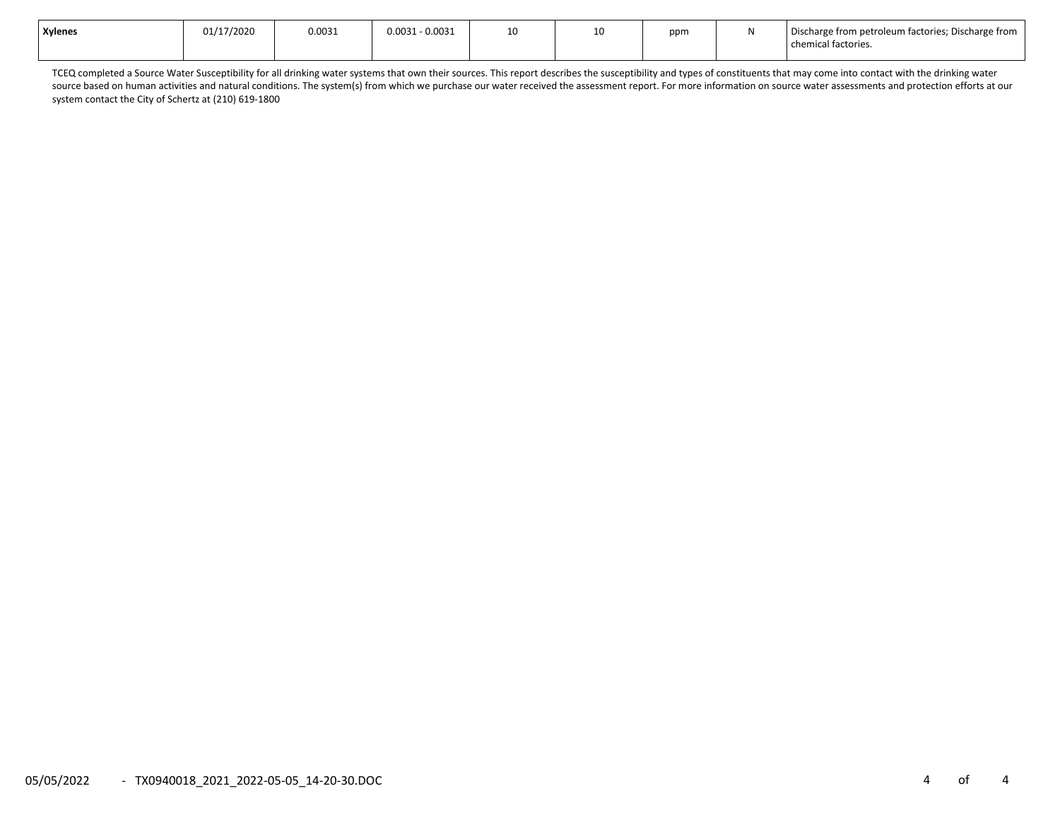| | | | | | | | | |
|---|---|---|---|---|---|---|---|---|
| **Xylenes** | 01/17/2020 | 0.0031 | 0.0031 - 0.0031 | 10 | 10 | ppm | N | Discharge from petroleum factories; Discharge from chemical factories. |

TCEQ completed a Source Water Susceptibility for all drinking water systems that own their sources. This report describes the susceptibility and types of constituents that may come into contact with the drinking water source based on human activities and natural conditions. The system(s) from which we purchase our water received the assessment report. For more information on source water assessments and protection efforts at our system contact the City of Schertz at (210) 619-1800